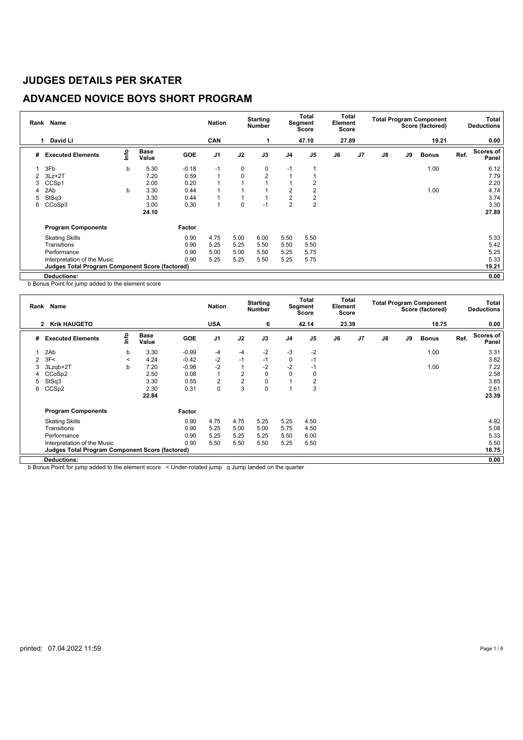# JUDGES DETAILS PER SKATER

## ADVANCED NOVICE BOYS SHORT PROGRAM

| Rank | Name | Nation | Starting Number | Total Segment Score | Total Element Score | Total Program Component Score (factored) | Total Deductions |
|---|---|---|---|---|---|---|---|
| 1 | David LI | CAN | 1 | 47.10 | 27.89 | 19.21 | 0.00 |

| # | Executed Elements | Info | Base Value | GOE | J1 | J2 | J3 | J4 | J5 | J6 | J7 | J8 | J9 | Bonus | Ref. | Scores of Panel |
|---|---|---|---|---|---|---|---|---|---|---|---|---|---|---|---|---|
| 1 | 3Fb | b | 5.30 | -0.18 | -1 | 0 | 0 | -1 | 1 | | | | | 1.00 | | 6.12 |
| 2 | 3Lz+2T | | 7.20 | 0.59 | 1 | 0 | 2 | 1 | 1 | | | | | | | 7.79 |
| 3 | CCSp1 | | 2.00 | 0.20 | 1 | 1 | 1 | 1 | 2 | | | | | | | 2.20 |
| 4 | 2Ab | b | 3.30 | 0.44 | 1 | 1 | 1 | 2 | 2 | | | | | 1.00 | | 4.74 |
| 5 | StSq3 | | 3.30 | 0.44 | 1 | 1 | 1 | 2 | 2 | | | | | | | 3.74 |
| 6 | CCoSp3 | | 3.00 | 0.30 | 1 | 0 | -1 | 2 | 2 | | | | | | | 3.30 |
| | | | 24.10 | | | | | | | | | | | | | 27.89 |

| Program Components | Factor | J1 | J2 | J3 | J4 | J5 | J6 | J7 | J8 | J9 | Scores of Panel |
|---|---|---|---|---|---|---|---|---|---|---|---|
| Skating Skills | 0.90 | 4.75 | 5.00 | 6.00 | 5.50 | 5.50 | | | | | 5.33 |
| Transitions | 0.90 | 5.25 | 5.25 | 5.50 | 5.50 | 5.50 | | | | | 5.42 |
| Performance | 0.90 | 5.00 | 5.00 | 5.50 | 5.25 | 5.75 | | | | | 5.25 |
| Interpretation of the Music | 0.90 | 5.25 | 5.25 | 5.50 | 5.25 | 5.75 | | | | | 5.33 |
| **Judges Total Program Component Score (factored)** | | | | | | | | | | | 19.21 |
| **Deductions:** | | | | | | | | | | | 0.00 |

b Bonus Point for jump added to the element score

| Rank | Name | Nation | Starting Number | Total Segment Score | Total Element Score | Total Program Component Score (factored) | Total Deductions |
|---|---|---|---|---|---|---|---|
| 2 | Krik HAUGETO | USA | 6 | 42.14 | 23.39 | 18.75 | 0.00 |

| # | Executed Elements | Info | Base Value | GOE | J1 | J2 | J3 | J4 | J5 | J6 | J7 | J8 | J9 | Bonus | Ref. | Scores of Panel |
|---|---|---|---|---|---|---|---|---|---|---|---|---|---|---|---|---|
| 1 | 2Ab | b | 3.30 | -0.99 | -4 | -4 | -2 | -3 | -2 | | | | | 1.00 | | 3.31 |
| 2 | 3F< | < | 4.24 | -0.42 | -2 | -1 | -1 | 0 | -1 | | | | | | | 3.82 |
| 3 | 3Lzqb+2T | b | 7.20 | -0.98 | -2 | 1 | -2 | -2 | -1 | | | | | 1.00 | | 7.22 |
| 4 | CCoSp2 | | 2.50 | 0.08 | 1 | 2 | 0 | 0 | 0 | | | | | | | 2.58 |
| 5 | StSq3 | | 3.30 | 0.55 | 2 | 2 | 0 | 1 | 2 | | | | | | | 3.85 |
| 6 | CCSp2 | | 2.30 | 0.31 | 0 | 3 | 0 | 1 | 3 | | | | | | | 2.61 |
| | | | 22.84 | | | | | | | | | | | | | 23.39 |

| Program Components | Factor | J1 | J2 | J3 | J4 | J5 | J6 | J7 | J8 | J9 | Scores of Panel |
|---|---|---|---|---|---|---|---|---|---|---|---|
| Skating Skills | 0.90 | 4.75 | 4.75 | 5.25 | 5.25 | 4.50 | | | | | 4.92 |
| Transitions | 0.90 | 5.25 | 5.00 | 5.00 | 5.75 | 4.50 | | | | | 5.08 |
| Performance | 0.90 | 5.25 | 5.25 | 5.25 | 5.50 | 6.00 | | | | | 5.33 |
| Interpretation of the Music | 0.90 | 5.50 | 5.50 | 5.50 | 5.25 | 5.50 | | | | | 5.50 |
| **Judges Total Program Component Score (factored)** | | | | | | | | | | | 18.75 |
| **Deductions:** | | | | | | | | | | | 0.00 |

b Bonus Point for jump added to the element score   < Under-rotated jump   q Jump landed on the quarter

printed: 07.04.2022 11:59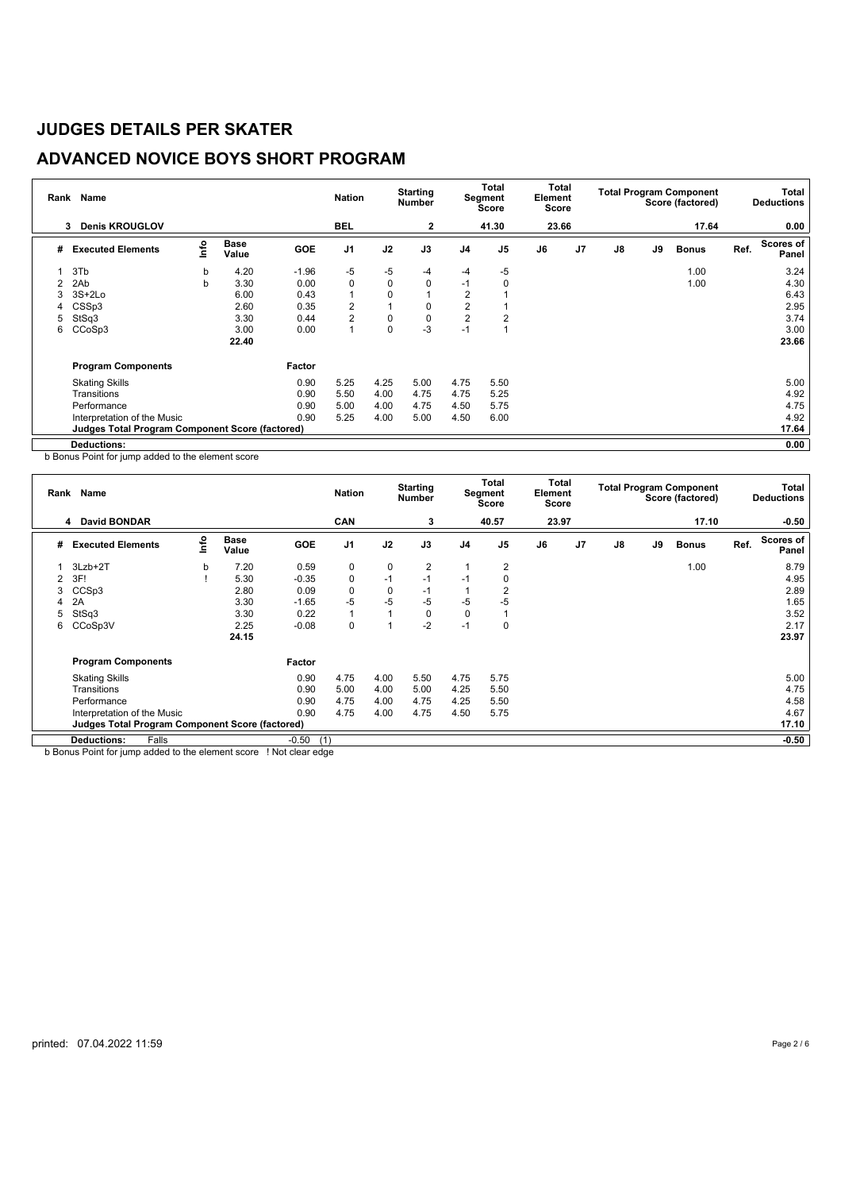# JUDGES DETAILS PER SKATER

## ADVANCED NOVICE BOYS SHORT PROGRAM

| Rank | Name | | | | Nation | | Starting Number | | Total Segment Score | Total Element Score | | Total Program Component Score (factored) | | | | Total Deductions |
|---|---|---|---|---|---|---|---|---|---|---|---|---|---|---|---|---|
| 3 | Denis KROUGLOV | | | | BEL | | 2 | | 41.30 | 23.66 | | | | 17.64 | | 0.00 |

| # | Executed Elements | Info | Base Value | GOE | J1 | J2 | J3 | J4 | J5 | J6 | J7 | J8 | J9 | Bonus | Ref. | Scores of Panel |
|---|---|---|---|---|---|---|---|---|---|---|---|---|---|---|---|---|
| 1 | 3Tb | b | 4.20 | -1.96 | -5 | -5 | -4 | -4 | -5 | | | | | 1.00 | | 3.24 |
| 2 | 2Ab | b | 3.30 | 0.00 | 0 | 0 | 0 | -1 | 0 | | | | | 1.00 | | 4.30 |
| 3 | 3S+2Lo | | 6.00 | 0.43 | 1 | 0 | 1 | 2 | 1 | | | | | | | 6.43 |
| 4 | CSSp3 | | 2.60 | 0.35 | 2 | 1 | 0 | 2 | 1 | | | | | | | 2.95 |
| 5 | StSq3 | | 3.30 | 0.44 | 2 | 0 | 0 | 2 | 2 | | | | | | | 3.74 |
| 6 | CCoSp3 | | 3.00 | 0.00 | 1 | 0 | -3 | -1 | 1 | | | | | | | 3.00 |
| | | | 22.40 | | | | | | | | | | | | | 23.66 |

| Program Components | Factor | J1 | J2 | J3 | J4 | J5 | | Scores of Panel |
|---|---|---|---|---|---|---|---|---|
| Skating Skills | 0.90 | 5.25 | 4.25 | 5.00 | 4.75 | 5.50 | | 5.00 |
| Transitions | 0.90 | 5.50 | 4.00 | 4.75 | 4.75 | 5.25 | | 4.92 |
| Performance | 0.90 | 5.00 | 4.00 | 4.75 | 4.50 | 5.75 | | 4.75 |
| Interpretation of the Music | 0.90 | 5.25 | 4.00 | 5.00 | 4.50 | 6.00 | | 4.92 |
| **Judges Total Program Component Score (factored)** | | | | | | | | 17.64 |
| **Deductions:** | | | | | | | | 0.00 |

b Bonus Point for jump added to the element score

| Rank | Name | | | | Nation | | Starting Number | | Total Segment Score | Total Element Score | | Total Program Component Score (factored) | | | | Total Deductions |
|---|---|---|---|---|---|---|---|---|---|---|---|---|---|---|---|---|
| 4 | David BONDAR | | | | CAN | | 3 | | 40.57 | 23.97 | | | | 17.10 | | -0.50 |

| # | Executed Elements | Info | Base Value | GOE | J1 | J2 | J3 | J4 | J5 | J6 | J7 | J8 | J9 | Bonus | Ref. | Scores of Panel |
|---|---|---|---|---|---|---|---|---|---|---|---|---|---|---|---|---|
| 1 | 3Lzb+2T | b | 7.20 | 0.59 | 0 | 0 | 2 | 1 | 2 | | | | | 1.00 | | 8.79 |
| 2 | 3F! | ! | 5.30 | -0.35 | 0 | -1 | -1 | -1 | 0 | | | | | | | 4.95 |
| 3 | CCSp3 | | 2.80 | 0.09 | 0 | 0 | -1 | 1 | 2 | | | | | | | 2.89 |
| 4 | 2A | | 3.30 | -1.65 | -5 | -5 | -5 | -5 | -5 | | | | | | | 1.65 |
| 5 | StSq3 | | 3.30 | 0.22 | 1 | 1 | 0 | 0 | 1 | | | | | | | 3.52 |
| 6 | CCoSp3V | | 2.25 | -0.08 | 0 | 1 | -2 | -1 | 0 | | | | | | | 2.17 |
| | | | 24.15 | | | | | | | | | | | | | 23.97 |

| Program Components | Factor | J1 | J2 | J3 | J4 | J5 | | Scores of Panel |
|---|---|---|---|---|---|---|---|---|
| Skating Skills | 0.90 | 4.75 | 4.00 | 5.50 | 4.75 | 5.75 | | 5.00 |
| Transitions | 0.90 | 5.00 | 4.00 | 5.00 | 4.25 | 5.50 | | 4.75 |
| Performance | 0.90 | 4.75 | 4.00 | 4.75 | 4.25 | 5.50 | | 4.58 |
| Interpretation of the Music | 0.90 | 4.75 | 4.00 | 4.75 | 4.50 | 5.75 | | 4.67 |
| **Judges Total Program Component Score (factored)** | | | | | | | | 17.10 |
| **Deductions:** Falls | -0.50 (1) | | | | | | | -0.50 |

b Bonus Point for jump added to the element score ! Not clear edge

printed: 07.04.2022 11:59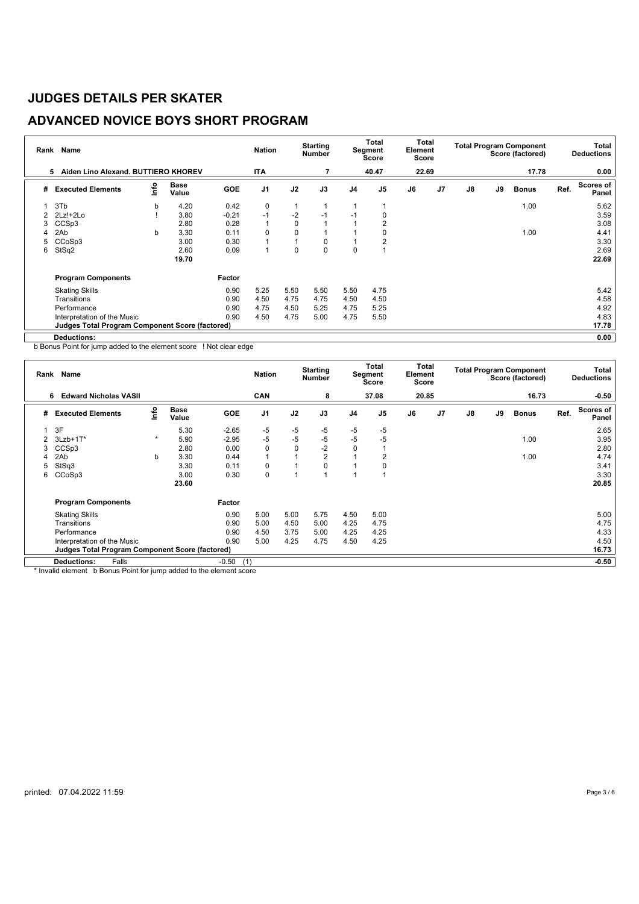# JUDGES DETAILS PER SKATER

## ADVANCED NOVICE BOYS SHORT PROGRAM

| Rank | Name | | | | Nation | | Starting Number | | Total Segment Score | Total Element Score | | | | Total Program Component Score (factored) | | Total Deductions |
|---|---|---|---|---|---|---|---|---|---|---|---|---|---|---|---|---|
| 5 | Aiden Lino Alexand. BUTTIERO KHOREV | | | | ITA | | 7 | | 40.47 | 22.69 | | | | 17.78 | | 0.00 |

| # | Executed Elements | Info | Base Value | GOE | J1 | J2 | J3 | J4 | J5 | J6 | J7 | J8 | J9 | Bonus | Ref. | Scores of Panel |
|---|---|---|---|---|---|---|---|---|---|---|---|---|---|---|---|---|
| 1 | 3Tb | b | 4.20 | 0.42 | 0 | 1 | 1 | 1 | 1 | | | | | 1.00 | | 5.62 |
| 2 | 2Lz!+2Lo | ! | 3.80 | -0.21 | -1 | -2 | -1 | -1 | 0 | | | | | | | 3.59 |
| 3 | CCSp3 | | 2.80 | 0.28 | 1 | 0 | 1 | 1 | 2 | | | | | | | 3.08 |
| 4 | 2Ab | b | 3.30 | 0.11 | 0 | 0 | 1 | 1 | 0 | | | | | 1.00 | | 4.41 |
| 5 | CCoSp3 | | 3.00 | 0.30 | 1 | 1 | 0 | 1 | 2 | | | | | | | 3.30 |
| 6 | StSq2 | | 2.60 | 0.09 | 1 | 0 | 0 | 0 | 1 | | | | | | | 2.69 |
| | | | 19.70 | | | | | | | | | | | | | 22.69 |
| | **Program Components** | | | Factor | | | | | | | | | | | | |
| | Skating Skills | | | 0.90 | 5.25 | 5.50 | 5.50 | 5.50 | 4.75 | | | | | | | 5.42 |
| | Transitions | | | 0.90 | 4.50 | 4.75 | 4.75 | 4.50 | 4.50 | | | | | | | 4.58 |
| | Performance | | | 0.90 | 4.75 | 4.50 | 5.25 | 4.75 | 5.25 | | | | | | | 4.92 |
| | Interpretation of the Music | | | 0.90 | 4.50 | 4.75 | 5.00 | 4.75 | 5.50 | | | | | | | 4.83 |
| | **Judges Total Program Component Score (factored)** | | | | | | | | | | | | | | | 17.78 |
| | **Deductions:** | | | | | | | | | | | | | | | 0.00 |

b Bonus Point for jump added to the element score ! Not clear edge

| Rank | Name | | | | Nation | | Starting Number | | Total Segment Score | Total Element Score | | | | Total Program Component Score (factored) | | Total Deductions |
|---|---|---|---|---|---|---|---|---|---|---|---|---|---|---|---|---|
| 6 | Edward Nicholas VASII | | | | CAN | | 8 | | 37.08 | 20.85 | | | | 16.73 | | -0.50 |

| # | Executed Elements | Info | Base Value | GOE | J1 | J2 | J3 | J4 | J5 | J6 | J7 | J8 | J9 | Bonus | Ref. | Scores of Panel |
|---|---|---|---|---|---|---|---|---|---|---|---|---|---|---|---|---|
| 1 | 3F | | 5.30 | -2.65 | -5 | -5 | -5 | -5 | -5 | | | | | | | 2.65 |
| 2 | 3Lzb+1T* | * | 5.90 | -2.95 | -5 | -5 | -5 | -5 | -5 | | | | | 1.00 | | 3.95 |
| 3 | CCSp3 | | 2.80 | 0.00 | 0 | 0 | -2 | 0 | 1 | | | | | | | 2.80 |
| 4 | 2Ab | b | 3.30 | 0.44 | 1 | 1 | 2 | 1 | 2 | | | | | 1.00 | | 4.74 |
| 5 | StSq3 | | 3.30 | 0.11 | 0 | 1 | 0 | 1 | 0 | | | | | | | 3.41 |
| 6 | CCoSp3 | | 3.00 | 0.30 | 0 | 1 | 1 | 1 | 1 | | | | | | | 3.30 |
| | | | 23.60 | | | | | | | | | | | | | 20.85 |
| | **Program Components** | | | Factor | | | | | | | | | | | | |
| | Skating Skills | | | 0.90 | 5.00 | 5.00 | 5.75 | 4.50 | 5.00 | | | | | | | 5.00 |
| | Transitions | | | 0.90 | 5.00 | 4.50 | 5.00 | 4.25 | 4.75 | | | | | | | 4.75 |
| | Performance | | | 0.90 | 4.50 | 3.75 | 5.00 | 4.25 | 4.25 | | | | | | | 4.33 |
| | Interpretation of the Music | | | 0.90 | 5.00 | 4.25 | 4.75 | 4.50 | 4.25 | | | | | | | 4.50 |
| | **Judges Total Program Component Score (factored)** | | | | | | | | | | | | | | | 16.73 |
| | **Deductions:** Falls | | | -0.50 (1) | | | | | | | | | | | | -0.50 |

\* Invalid element b Bonus Point for jump added to the element score

printed: 07.04.2022 11:59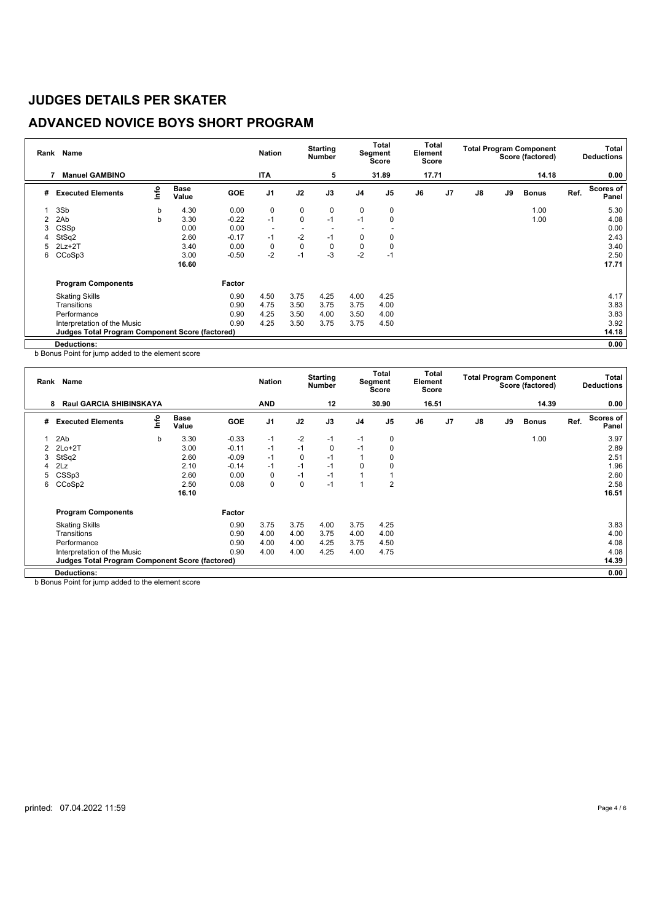# JUDGES DETAILS PER SKATER

## ADVANCED NOVICE BOYS SHORT PROGRAM

| Rank | Name | | | Nation | | Starting Number | | Total Segment Score | Total Element Score | | Total Program Component Score (factored) | | | | Total Deductions |
|---|---|---|---|---|---|---|---|---|---|---|---|---|---|---|---|
| 7 | Manuel GAMBINO | | | ITA | | 5 | | 31.89 | 17.71 | | | | 14.18 | | 0.00 |

| # | Executed Elements | Info | Base Value | GOE | J1 | J2 | J3 | J4 | J5 | J6 | J7 | J8 | J9 | Bonus | Ref. | Scores of Panel |
|---|---|---|---|---|---|---|---|---|---|---|---|---|---|---|---|---|
| 1 | 3Sb | b | 4.30 | 0.00 | 0 | 0 | 0 | 0 | 0 | | | | | 1.00 | | 5.30 |
| 2 | 2Ab | b | 3.30 | -0.22 | -1 | 0 | -1 | -1 | 0 | | | | | 1.00 | | 4.08 |
| 3 | CSSp | | 0.00 | 0.00 | - | - | - | - | - | | | | | | | 0.00 |
| 4 | StSq2 | | 2.60 | -0.17 | -1 | -2 | -1 | 0 | 0 | | | | | | | 2.43 |
| 5 | 2Lz+2T | | 3.40 | 0.00 | 0 | 0 | 0 | 0 | 0 | | | | | | | 3.40 |
| 6 | CCoSp3 | | 3.00 | -0.50 | -2 | -1 | -3 | -2 | -1 | | | | | | | 2.50 |
| | | | 16.60 | | | | | | | | | | | | | 17.71 |

| Program Components | Factor | J1 | J2 | J3 | J4 | J5 | J6 | J7 | J8 | J9 | | Scores of Panel |
|---|---|---|---|---|---|---|---|---|---|---|---|---|
| Skating Skills | 0.90 | 4.50 | 3.75 | 4.25 | 4.00 | 4.25 | | | | | | 4.17 |
| Transitions | 0.90 | 4.75 | 3.50 | 3.75 | 3.75 | 4.00 | | | | | | 3.83 |
| Performance | 0.90 | 4.25 | 3.50 | 4.00 | 3.50 | 4.00 | | | | | | 3.83 |
| Interpretation of the Music | 0.90 | 4.25 | 3.50 | 3.75 | 3.75 | 4.50 | | | | | | 3.92 |
| **Judges Total Program Component Score (factored)** | | | | | | | | | | | | 14.18 |
| **Deductions:** | | | | | | | | | | | | 0.00 |

b Bonus Point for jump added to the element score

| Rank | Name | | | Nation | | Starting Number | | Total Segment Score | Total Element Score | | Total Program Component Score (factored) | | | | Total Deductions |
|---|---|---|---|---|---|---|---|---|---|---|---|---|---|---|---|
| 8 | Raul GARCIA SHIBINSKAYA | | | AND | | 12 | | 30.90 | 16.51 | | | | 14.39 | | 0.00 |

| # | Executed Elements | Info | Base Value | GOE | J1 | J2 | J3 | J4 | J5 | J6 | J7 | J8 | J9 | Bonus | Ref. | Scores of Panel |
|---|---|---|---|---|---|---|---|---|---|---|---|---|---|---|---|---|
| 1 | 2Ab | b | 3.30 | -0.33 | -1 | -2 | -1 | -1 | 0 | | | | | 1.00 | | 3.97 |
| 2 | 2Lo+2T | | 3.00 | -0.11 | -1 | -1 | 0 | -1 | 0 | | | | | | | 2.89 |
| 3 | StSq2 | | 2.60 | -0.09 | -1 | 0 | -1 | 1 | 0 | | | | | | | 2.51 |
| 4 | 2Lz | | 2.10 | -0.14 | -1 | -1 | -1 | 0 | 0 | | | | | | | 1.96 |
| 5 | CSSp3 | | 2.60 | 0.00 | 0 | -1 | -1 | 1 | 1 | | | | | | | 2.60 |
| 6 | CCoSp2 | | 2.50 | 0.08 | 0 | 0 | -1 | 1 | 2 | | | | | | | 2.58 |
| | | | 16.10 | | | | | | | | | | | | | 16.51 |

| Program Components | Factor | J1 | J2 | J3 | J4 | J5 | J6 | J7 | J8 | J9 | | Scores of Panel |
|---|---|---|---|---|---|---|---|---|---|---|---|---|
| Skating Skills | 0.90 | 3.75 | 3.75 | 4.00 | 3.75 | 4.25 | | | | | | 3.83 |
| Transitions | 0.90 | 4.00 | 4.00 | 3.75 | 4.00 | 4.00 | | | | | | 4.00 |
| Performance | 0.90 | 4.00 | 4.00 | 4.25 | 3.75 | 4.50 | | | | | | 4.08 |
| Interpretation of the Music | 0.90 | 4.00 | 4.00 | 4.25 | 4.00 | 4.75 | | | | | | 4.08 |
| **Judges Total Program Component Score (factored)** | | | | | | | | | | | | 14.39 |
| **Deductions:** | | | | | | | | | | | | 0.00 |

b Bonus Point for jump added to the element score

printed: 07.04.2022 11:59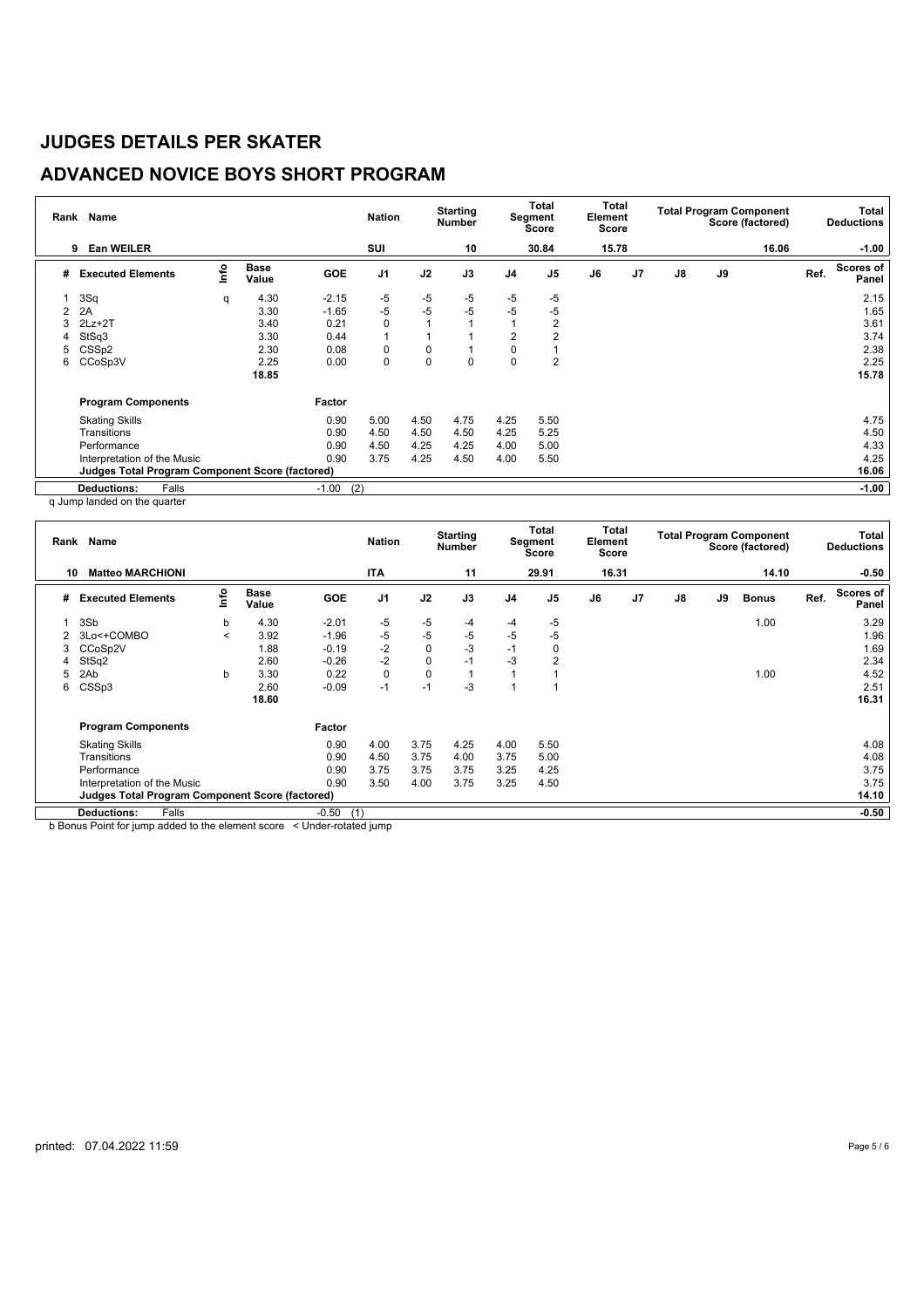# JUDGES DETAILS PER SKATER

## ADVANCED NOVICE BOYS SHORT PROGRAM

| Rank | Name | Nation | Starting Number | Total Segment Score | Total Element Score | Total Program Component Score (factored) | Total Deductions |
|---|---|---|---|---|---|---|---|
| 9 | Ean WEILER | SUI | 10 | 30.84 | 15.78 | 16.06 | -1.00 |

| # | Executed Elements | Info | Base Value | GOE | J1 | J2 | J3 | J4 | J5 | J6 | J7 | J8 | J9 | Ref. | Scores of Panel |
|---|---|---|---|---|---|---|---|---|---|---|---|---|---|---|---|
| 1 | 3Sq | q | 4.30 | -2.15 | -5 | -5 | -5 | -5 | -5 | | | | | | 2.15 |
| 2 | 2A | | 3.30 | -1.65 | -5 | -5 | -5 | -5 | -5 | | | | | | 1.65 |
| 3 | 2Lz+2T | | 3.40 | 0.21 | 0 | 1 | 1 | 1 | 2 | | | | | | 3.61 |
| 4 | StSq3 | | 3.30 | 0.44 | 1 | 1 | 1 | 2 | 2 | | | | | | 3.74 |
| 5 | CSSp2 | | 2.30 | 0.08 | 0 | 0 | 1 | 0 | 1 | | | | | | 2.38 |
| 6 | CCoSp3V | | 2.25 | 0.00 | 0 | 0 | 0 | 0 | 2 | | | | | | 2.25 |
| | | | 18.85 | | | | | | | | | | | | 15.78 |

| Program Components | Factor | J1 | J2 | J3 | J4 | J5 | J6 | J7 | J8 | J9 | Ref. | Scores of Panel |
|---|---|---|---|---|---|---|---|---|---|---|---|---|
| Skating Skills | 0.90 | 5.00 | 4.50 | 4.75 | 4.25 | 5.50 | | | | | | 4.75 |
| Transitions | 0.90 | 4.50 | 4.50 | 4.50 | 4.25 | 5.25 | | | | | | 4.50 |
| Performance | 0.90 | 4.50 | 4.25 | 4.25 | 4.00 | 5.00 | | | | | | 4.33 |
| Interpretation of the Music | 0.90 | 3.75 | 4.25 | 4.50 | 4.00 | 5.50 | | | | | | 4.25 |
| **Judges Total Program Component Score (factored)** | | | | | | | | | | | | 16.06 |
| **Deductions:** Falls | -1.00 (2) | | | | | | | | | | | -1.00 |

q Jump landed on the quarter

| Rank | Name | Nation | Starting Number | Total Segment Score | Total Element Score | Total Program Component Score (factored) | Total Deductions |
|---|---|---|---|---|---|---|---|
| 10 | Matteo MARCHIONI | ITA | 11 | 29.91 | 16.31 | 14.10 | -0.50 |

| # | Executed Elements | Info | Base Value | GOE | J1 | J2 | J3 | J4 | J5 | J6 | J7 | J8 | J9 | Bonus | Ref. | Scores of Panel |
|---|---|---|---|---|---|---|---|---|---|---|---|---|---|---|---|---|
| 1 | 3Sb | b | 4.30 | -2.01 | -5 | -5 | -4 | -4 | -5 | | | | | 1.00 | | 3.29 |
| 2 | 3Lo<+COMBO | < | 3.92 | -1.96 | -5 | -5 | -5 | -5 | -5 | | | | | | | 1.96 |
| 3 | CCoSp2V | | 1.88 | -0.19 | -2 | 0 | -3 | -1 | 0 | | | | | | | 1.69 |
| 4 | StSq2 | | 2.60 | -0.26 | -2 | 0 | -1 | -3 | 2 | | | | | | | 2.34 |
| 5 | 2Ab | b | 3.30 | 0.22 | 0 | 0 | 1 | 1 | 1 | | | | | 1.00 | | 4.52 |
| 6 | CSSp3 | | 2.60 | -0.09 | -1 | -1 | -3 | 1 | 1 | | | | | | | 2.51 |
| | | | 18.60 | | | | | | | | | | | | | 16.31 |

| Program Components | Factor | J1 | J2 | J3 | J4 | J5 | J6 | J7 | J8 | J9 | Ref. | Scores of Panel |
|---|---|---|---|---|---|---|---|---|---|---|---|---|
| Skating Skills | 0.90 | 4.00 | 3.75 | 4.25 | 4.00 | 5.50 | | | | | | 4.08 |
| Transitions | 0.90 | 4.50 | 3.75 | 4.00 | 3.75 | 5.00 | | | | | | 4.08 |
| Performance | 0.90 | 3.75 | 3.75 | 3.75 | 3.25 | 4.25 | | | | | | 3.75 |
| Interpretation of the Music | 0.90 | 3.50 | 4.00 | 3.75 | 3.25 | 4.50 | | | | | | 3.75 |
| **Judges Total Program Component Score (factored)** | | | | | | | | | | | | 14.10 |
| **Deductions:** Falls | -0.50 (1) | | | | | | | | | | | -0.50 |

b Bonus Point for jump added to the element score   < Under-rotated jump

printed: 07.04.2022 11:59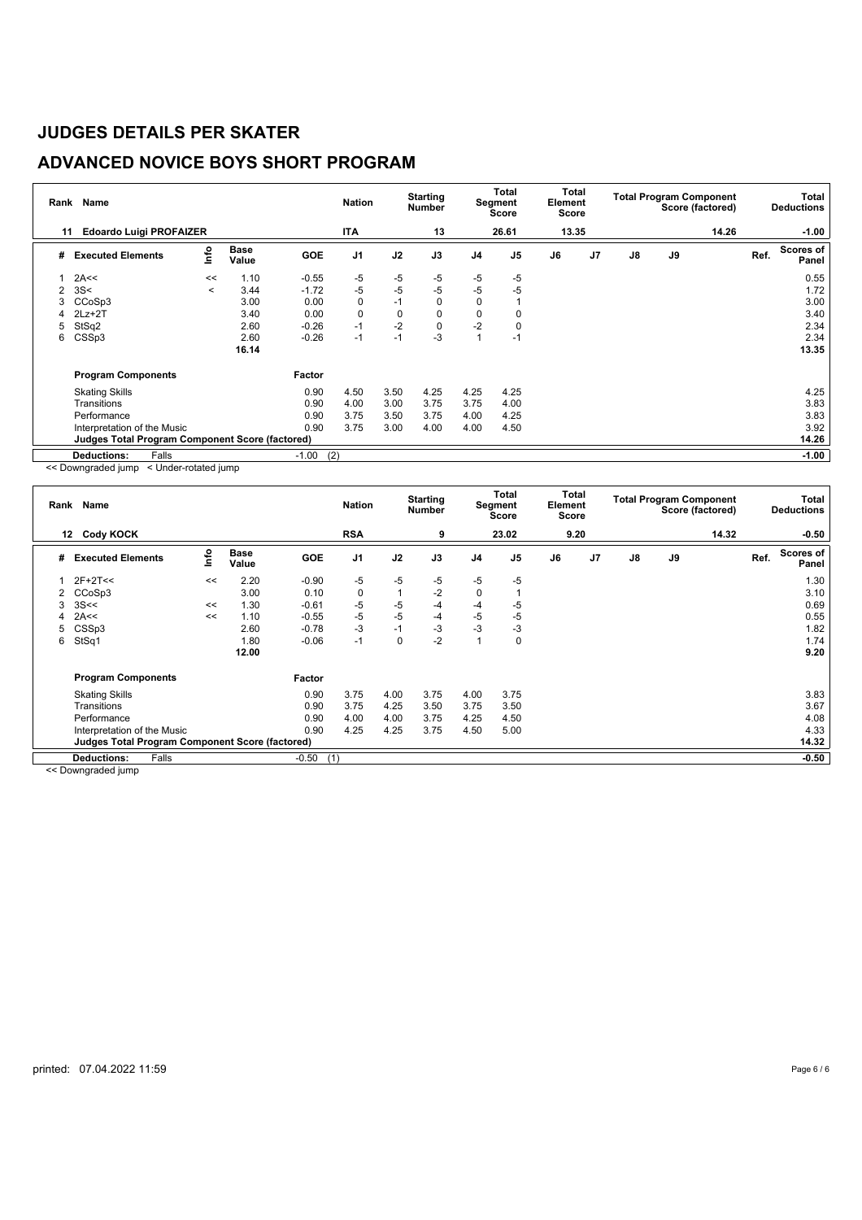# JUDGES DETAILS PER SKATER

## ADVANCED NOVICE BOYS SHORT PROGRAM

| Rank | Name | Nation | Starting Number | Total Segment Score | Total Element Score | Total Program Component Score (factored) | Total Deductions |
|---|---|---|---|---|---|---|---|
| 11 | Edoardo Luigi PROFAIZER | ITA | 13 | 26.61 | 13.35 | 14.26 | -1.00 |

| # | Executed Elements | Info | Base Value | GOE | J1 | J2 | J3 | J4 | J5 | J6 | J7 | J8 | J9 | Ref. | Scores of Panel |
|---|---|---|---|---|---|---|---|---|---|---|---|---|---|---|---|
| 1 | 2A<< | << | 1.10 | -0.55 | -5 | -5 | -5 | -5 | -5 | | | | | | 0.55 |
| 2 | 3S< | < | 3.44 | -1.72 | -5 | -5 | -5 | -5 | -5 | | | | | | 1.72 |
| 3 | CCoSp3 | | 3.00 | 0.00 | 0 | -1 | 0 | 0 | 1 | | | | | | 3.00 |
| 4 | 2Lz+2T | | 3.40 | 0.00 | 0 | 0 | 0 | 0 | 0 | | | | | | 3.40 |
| 5 | StSq2 | | 2.60 | -0.26 | -1 | -2 | 0 | -2 | 0 | | | | | | 2.34 |
| 6 | CSSp3 | | 2.60 | -0.26 | -1 | -1 | -3 | 1 | -1 | | | | | | 2.34 |
| | | | 16.14 | | | | | | | | | | | | 13.35 |
| | **Program Components** | | | Factor | | | | | | | | | | | |
| | Skating Skills | | | 0.90 | 4.50 | 3.50 | 4.25 | 4.25 | 4.25 | | | | | | 4.25 |
| | Transitions | | | 0.90 | 4.00 | 3.00 | 3.75 | 3.75 | 4.00 | | | | | | 3.83 |
| | Performance | | | 0.90 | 3.75 | 3.50 | 3.75 | 4.00 | 4.25 | | | | | | 3.83 |
| | Interpretation of the Music | | | 0.90 | 3.75 | 3.00 | 4.00 | 4.00 | 4.50 | | | | | | 3.92 |
| | **Judges Total Program Component Score (factored)** | | | | | | | | | | | | | | 14.26 |
| | **Deductions:** Falls | | | -1.00 | (2) | | | | | | | | | | -1.00 |

<< Downgraded jump < Under-rotated jump

| Rank | Name | Nation | Starting Number | Total Segment Score | Total Element Score | Total Program Component Score (factored) | Total Deductions |
|---|---|---|---|---|---|---|---|
| 12 | Cody KOCK | RSA | 9 | 23.02 | 9.20 | 14.32 | -0.50 |

| # | Executed Elements | Info | Base Value | GOE | J1 | J2 | J3 | J4 | J5 | J6 | J7 | J8 | J9 | Ref. | Scores of Panel |
|---|---|---|---|---|---|---|---|---|---|---|---|---|---|---|---|
| 1 | 2F+2T<< | << | 2.20 | -0.90 | -5 | -5 | -5 | -5 | -5 | | | | | | 1.30 |
| 2 | CCoSp3 | | 3.00 | 0.10 | 0 | 1 | -2 | 0 | 1 | | | | | | 3.10 |
| 3 | 3S<< | << | 1.30 | -0.61 | -5 | -5 | -4 | -4 | -5 | | | | | | 0.69 |
| 4 | 2A<< | << | 1.10 | -0.55 | -5 | -5 | -4 | -5 | -5 | | | | | | 0.55 |
| 5 | CSSp3 | | 2.60 | -0.78 | -3 | -1 | -3 | -3 | -3 | | | | | | 1.82 |
| 6 | StSq1 | | 1.80 | -0.06 | -1 | 0 | -2 | 1 | 0 | | | | | | 1.74 |
| | | | 12.00 | | | | | | | | | | | | 9.20 |
| | **Program Components** | | | Factor | | | | | | | | | | | |
| | Skating Skills | | | 0.90 | 3.75 | 4.00 | 3.75 | 4.00 | 3.75 | | | | | | 3.83 |
| | Transitions | | | 0.90 | 3.75 | 4.25 | 3.50 | 3.75 | 3.50 | | | | | | 3.67 |
| | Performance | | | 0.90 | 4.00 | 4.00 | 3.75 | 4.25 | 4.50 | | | | | | 4.08 |
| | Interpretation of the Music | | | 0.90 | 4.25 | 4.25 | 3.75 | 4.50 | 5.00 | | | | | | 4.33 |
| | **Judges Total Program Component Score (factored)** | | | | | | | | | | | | | | 14.32 |
| | **Deductions:** Falls | | | -0.50 | (1) | | | | | | | | | | -0.50 |

<< Downgraded jump

printed: 07.04.2022 11:59